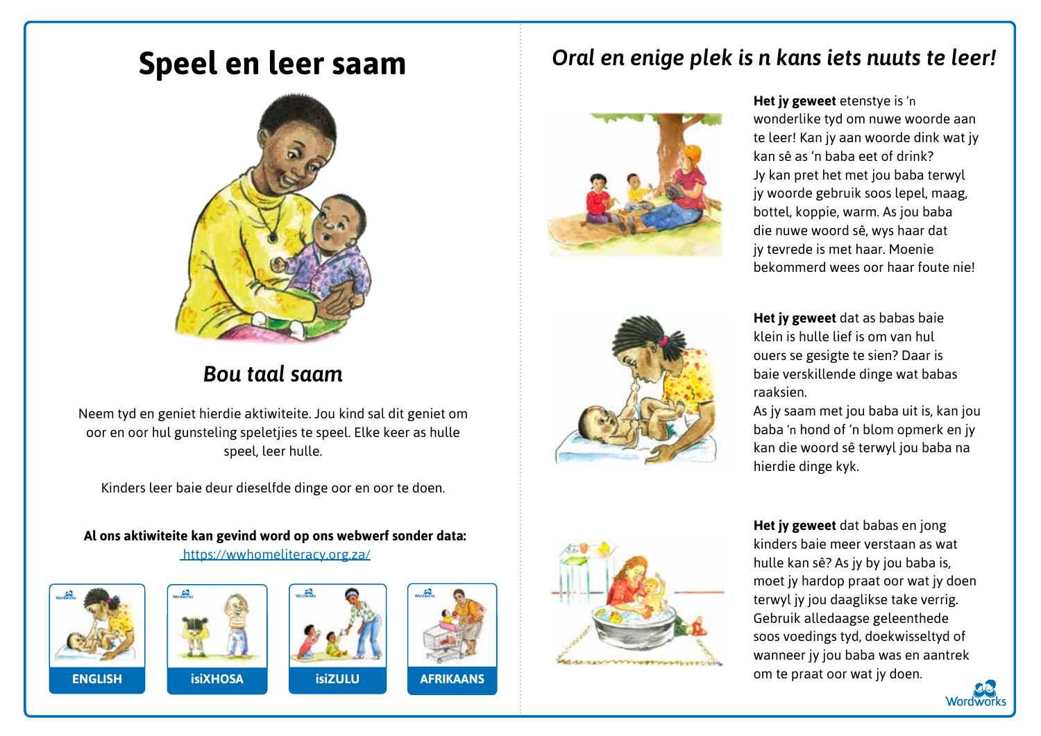# Speel en leer saam

## *Bou taal saam*

Neem tyd en geniet hierdie aktiwiteite. Jou kind sal dit geniet om oor en oor hul gunsteling speletjies te speel. Elke keer as hulle speel, leer hulle.

Kinders leer baie deur dieselfde dinge oor en oor te doen.

**Al ons aktiwiteite kan gevind word op ons webwerf sonder data:**
https://wwhomeliteracy.org.za/

ENGLISH | isiXHOSA | isiZULU | AFRIKAANS

## *Oral en enige plek is n kans iets nuuts te leer!*

**Het jy geweet** etenstye is 'n wonderlike tyd om nuwe woorde aan te leer! Kan jy aan woorde dink wat jy kan sê as 'n baba eet of drink? Jy kan pret het met jou baba terwyl jy woorde gebruik soos lepel, maag, bottel, koppie, warm. As jou baba die nuwe woord sê, wys haar dat jy tevrede is met haar. Moenie bekommerd wees oor haar foute nie!

**Het jy geweet** dat as babas baie klein is hulle lief is om van hul ouers se gesigte te sien? Daar is baie verskillende dinge wat babas raaksien.
As jy saam met jou baba uit is, kan jou baba 'n hond of 'n blom opmerk en jy kan die woord sê terwyl jou baba na hierdie dinge kyk.

**Het jy geweet** dat babas en jong kinders baie meer verstaan as wat hulle kan sê? As jy by jou baba is, moet jy hardop praat oor wat jy doen terwyl jy jou daaglikse take verrig. Gebruik alledaagse geleenthede soos voedings tyd, doekwisseltyd of wanneer jy jou baba was en aantrek om te praat oor wat jy doen.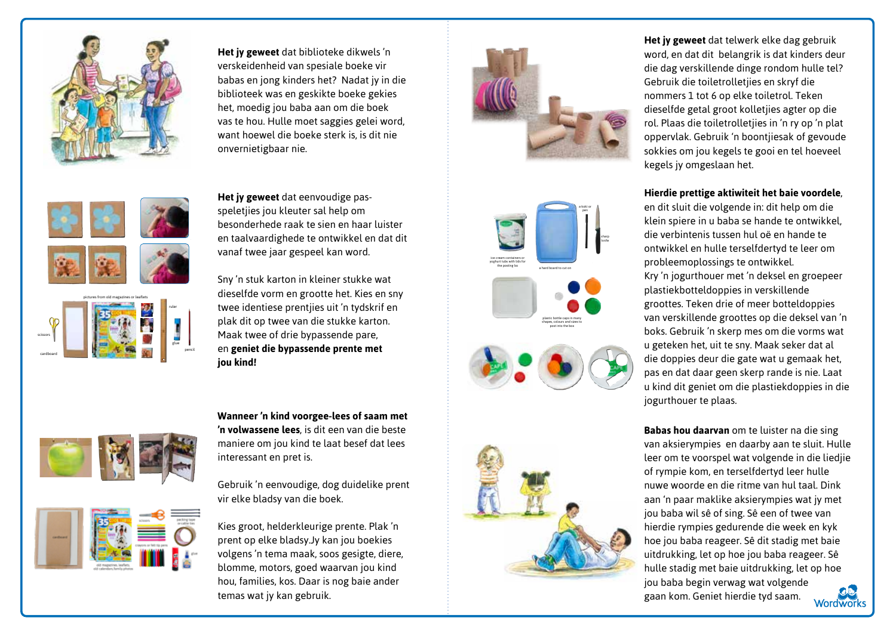**Het jy geweet** dat biblioteke dikwels 'n verskeidenheid van spesiale boeke vir babas en jong kinders het? Nadat jy in die biblioteek was en geskikte boeke gekies het, moedig jou baba aan om die boek vas te hou. Hulle moet saggies gelei word, want hoewel die boeke sterk is, is dit nie onvernietigbaar nie.

**Het jy geweet** dat eenvoudige pas-speletjies jou kleuter sal help om besonderhede raak te sien en haar luister en taalvaardighede te ontwikkel en dat dit vanaf twee jaar gespeel kan word.

Sny 'n stuk karton in kleiner stukke wat dieselfde vorm en grootte het. Kies en sny twee identiese prentjies uit 'n tydskrif en plak dit op twee van die stukke karton. Maak twee of drie bypassende pare, en **geniet die bypassende prente met jou kind!**

**Wanneer 'n kind voorgee-lees of saam met 'n volwassene lees**, is dit een van die beste maniere om jou kind te laat besef dat lees interessant en pret is.

Gebruik 'n eenvoudige, dog duidelike prent vir elke bladsy van die boek.

Kies groot, helderkleurige prente. Plak 'n prent op elke bladsy.Jy kan jou boekies volgens 'n tema maak, soos gesigte, diere, blomme, motors, goed waarvan jou kind hou, families, kos. Daar is nog baie ander temas wat jy kan gebruik.

**Het jy geweet** dat telwerk elke dag gebruik word, en dat dit belangrik is dat kinders deur die dag verskillende dinge rondom hulle tel? Gebruik die toiletrolletjies en skryf die nommers 1 tot 6 op elke toiletrol. Teken dieselfde getal groot kolletjies agter op die rol. Plaas die toiletrolletjies in 'n ry op 'n plat oppervlak. Gebruik 'n boontjiesak of gevoude sokkies om jou kegels te gooi en tel hoeveel kegels jy omgeslaan het.

**Hierdie prettige aktiwiteit het baie voordele**, en dit sluit die volgende in: dit help om die klein spiere in u baba se hande te ontwikkel, die verbintenis tussen hul oë en hande te ontwikkel en hulle terselfdertyd te leer om probleemoplossings te ontwikkel.
Kry 'n jogurthouer met 'n deksel en groepeer plastiekbotteldoppies in verskillende groottes. Teken drie of meer botteldoppies van verskillende groottes op die deksel van 'n boks. Gebruik 'n skerp mes om die vorms wat u geteken het, uit te sny. Maak seker dat al die doppies deur die gate wat u gemaak het, pas en dat daar geen skerp rande is nie. Laat u kind dit geniet om die plastiekdoppies in die jogurthouer te plaas.

**Babas hou daarvan** om te luister na die sing van aksierympies en daarby aan te sluit. Hulle leer om te voorspel wat volgende in die liedjie of rympie kom, en terselfdertyd leer hulle nuwe woorde en die ritme van hul taal. Dink aan 'n paar maklike aksierympies wat jy met jou baba wil sê of sing. Sê een of twee van hierdie rympies gedurende die week en kyk hoe jou baba reageer. Sê dit stadig met baie uitdrukking, let op hoe jou baba reageer. Sê hulle stadig met baie uitdrukking, let op hoe jou baba begin verwag wat volgende gaan kom. Geniet hierdie tyd saam.

Wordworks